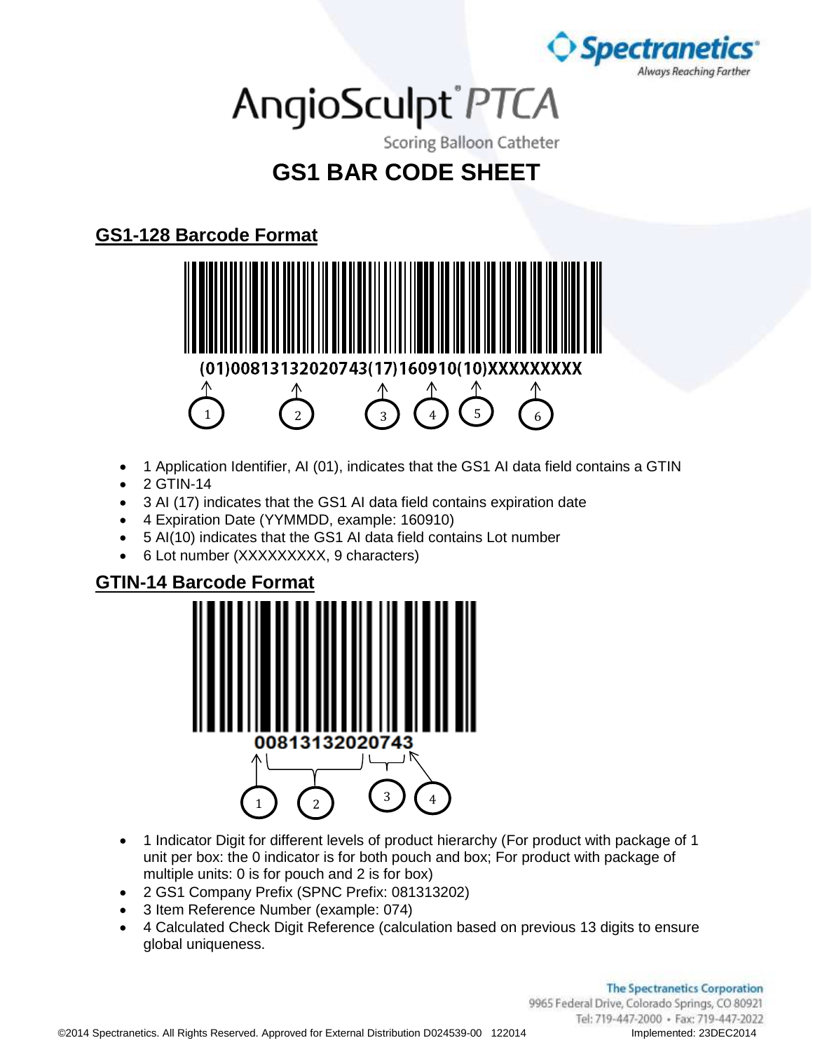Spectranetics
Always Reaching Farther

# AngioSculpt® PTCA

Scoring Balloon Catheter

# GS1 BAR CODE SHEET

## GS1-128 Barcode Format

(01)00813132020743(17)160910(10)XXXXXXXXX

- 1 Application Identifier, AI (01), indicates that the GS1 AI data field contains a GTIN
- 2 GTIN-14
- 3 AI (17) indicates that the GS1 AI data field contains expiration date
- 4 Expiration Date (YYMMDD, example: 160910)
- 5 AI(10) indicates that the GS1 AI data field contains Lot number
- 6 Lot number (XXXXXXXXX, 9 characters)

## GTIN-14 Barcode Format

00813132020743

- 1 Indicator Digit for different levels of product hierarchy (For product with package of 1 unit per box: the 0 indicator is for both pouch and box; For product with package of multiple units: 0 is for pouch and 2 is for box)
- 2 GS1 Company Prefix (SPNC Prefix: 081313202)
- 3 Item Reference Number (example: 074)
- 4 Calculated Check Digit Reference (calculation based on previous 13 digits to ensure global uniqueness.

The Spectranetics Corporation
9965 Federal Drive, Colorado Springs, CO 80921
Tel: 719-447-2000 • Fax: 719-447-2022

©2014 Spectranetics. All Rights Reserved. Approved for External Distribution D024539-00 122014 Implemented: 23DEC2014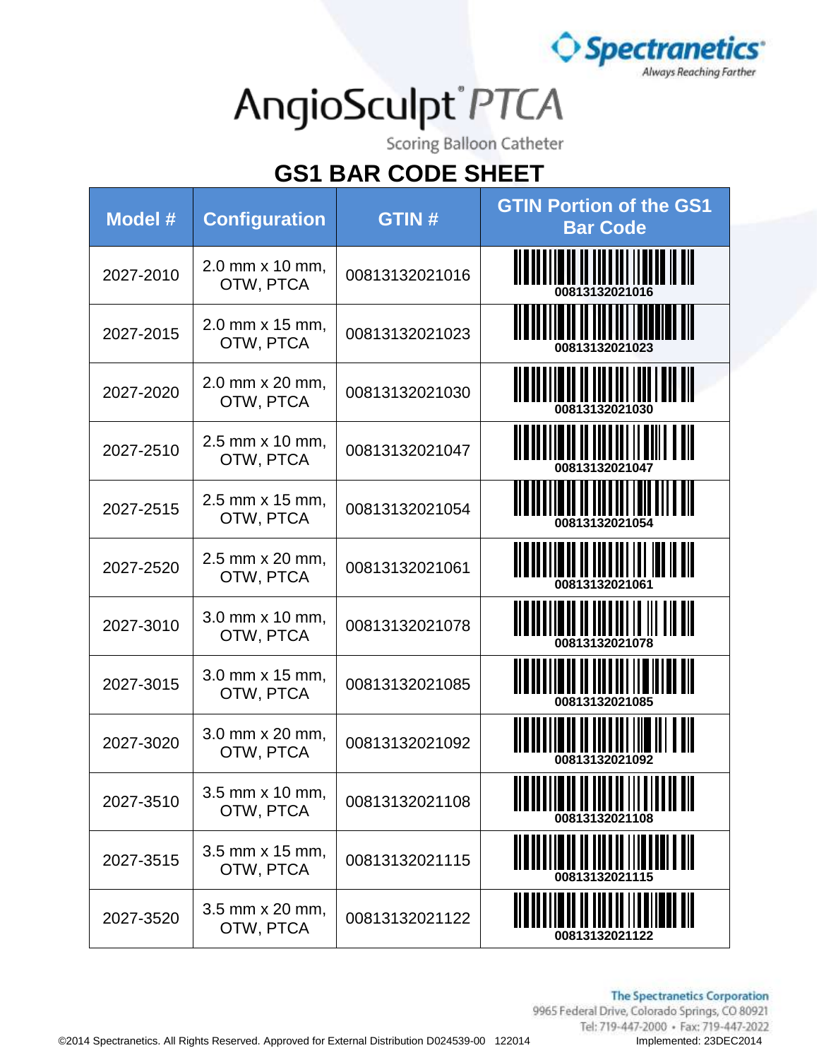Spectranetics® Always Reaching Farther

# AngioSculpt® PTCA

Scoring Balloon Catheter

## GS1 BAR CODE SHEET

| Model # | Configuration | GTIN # | GTIN Portion of the GS1 Bar Code |
|---|---|---|---|
| 2027-2010 | 2.0 mm x 10 mm, OTW, PTCA | 00813132021016 | 00813132021016 |
| 2027-2015 | 2.0 mm x 15 mm, OTW, PTCA | 00813132021023 | 00813132021023 |
| 2027-2020 | 2.0 mm x 20 mm, OTW, PTCA | 00813132021030 | 00813132021030 |
| 2027-2510 | 2.5 mm x 10 mm, OTW, PTCA | 00813132021047 | 00813132021047 |
| 2027-2515 | 2.5 mm x 15 mm, OTW, PTCA | 00813132021054 | 00813132021054 |
| 2027-2520 | 2.5 mm x 20 mm, OTW, PTCA | 00813132021061 | 00813132021061 |
| 2027-3010 | 3.0 mm x 10 mm, OTW, PTCA | 00813132021078 | 00813132021078 |
| 2027-3015 | 3.0 mm x 15 mm, OTW, PTCA | 00813132021085 | 00813132021085 |
| 2027-3020 | 3.0 mm x 20 mm, OTW, PTCA | 00813132021092 | 00813132021092 |
| 2027-3510 | 3.5 mm x 10 mm, OTW, PTCA | 00813132021108 | 00813132021108 |
| 2027-3515 | 3.5 mm x 15 mm, OTW, PTCA | 00813132021115 | 00813132021115 |
| 2027-3520 | 3.5 mm x 20 mm, OTW, PTCA | 00813132021122 | 00813132021122 |

The Spectranetics Corporation
9965 Federal Drive, Colorado Springs, CO 80921
Tel: 719-447-2000 • Fax: 719-447-2022

©2014 Spectranetics. All Rights Reserved. Approved for External Distribution D024539-00 122014

Implemented: 23DEC2014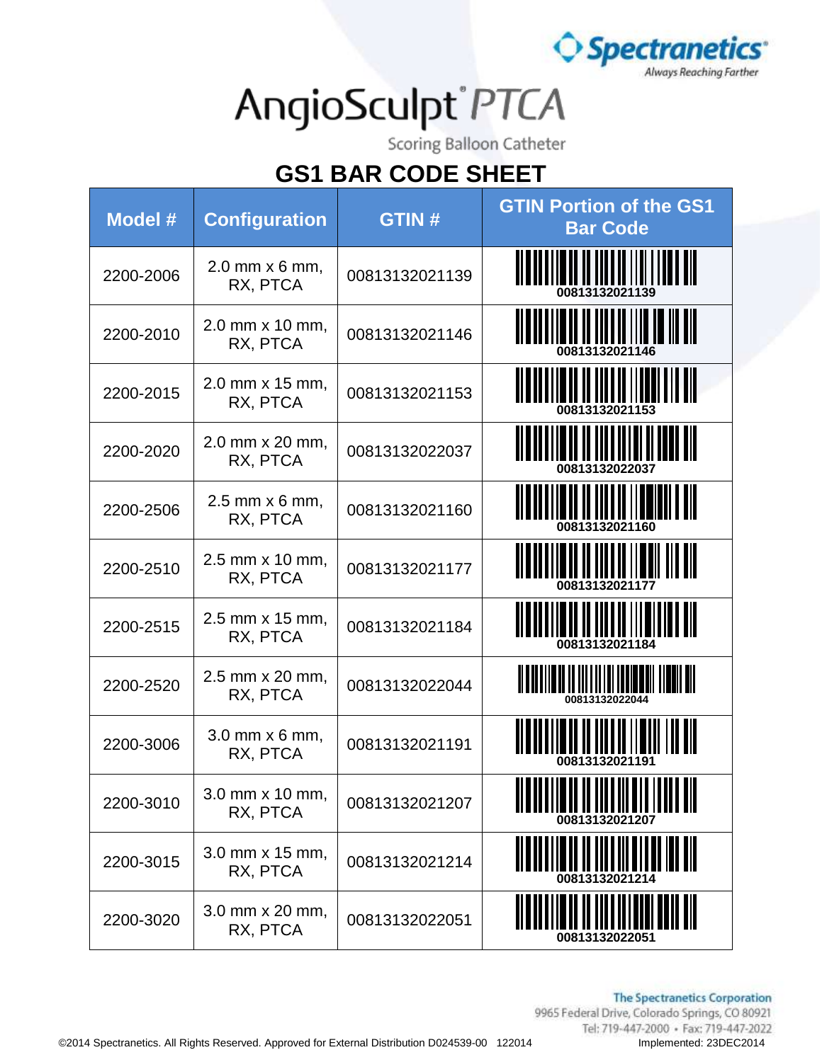Spectranetics
Always Reaching Farther

# AngioSculpt® PTCA

Scoring Balloon Catheter

## GS1 BAR CODE SHEET

| Model # | Configuration | GTIN # | GTIN Portion of the GS1 Bar Code |
|---|---|---|---|
| 2200-2006 | 2.0 mm x 6 mm, RX, PTCA | 00813132021139 | 00813132021139 |
| 2200-2010 | 2.0 mm x 10 mm, RX, PTCA | 00813132021146 | 00813132021146 |
| 2200-2015 | 2.0 mm x 15 mm, RX, PTCA | 00813132021153 | 00813132021153 |
| 2200-2020 | 2.0 mm x 20 mm, RX, PTCA | 00813132022037 | 00813132022037 |
| 2200-2506 | 2.5 mm x 6 mm, RX, PTCA | 00813132021160 | 00813132021160 |
| 2200-2510 | 2.5 mm x 10 mm, RX, PTCA | 00813132021177 | 00813132021177 |
| 2200-2515 | 2.5 mm x 15 mm, RX, PTCA | 00813132021184 | 00813132021184 |
| 2200-2520 | 2.5 mm x 20 mm, RX, PTCA | 00813132022044 | 00813132022044 |
| 2200-3006 | 3.0 mm x 6 mm, RX, PTCA | 00813132021191 | 00813132021191 |
| 2200-3010 | 3.0 mm x 10 mm, RX, PTCA | 00813132021207 | 00813132021207 |
| 2200-3015 | 3.0 mm x 15 mm, RX, PTCA | 00813132021214 | 00813132021214 |
| 2200-3020 | 3.0 mm x 20 mm, RX, PTCA | 00813132022051 | 00813132022051 |

The Spectranetics Corporation
9965 Federal Drive, Colorado Springs, CO 80921
Tel: 719-447-2000 • Fax: 719-447-2022

©2014 Spectranetics. All Rights Reserved. Approved for External Distribution D024539-00 122014 Implemented: 23DEC2014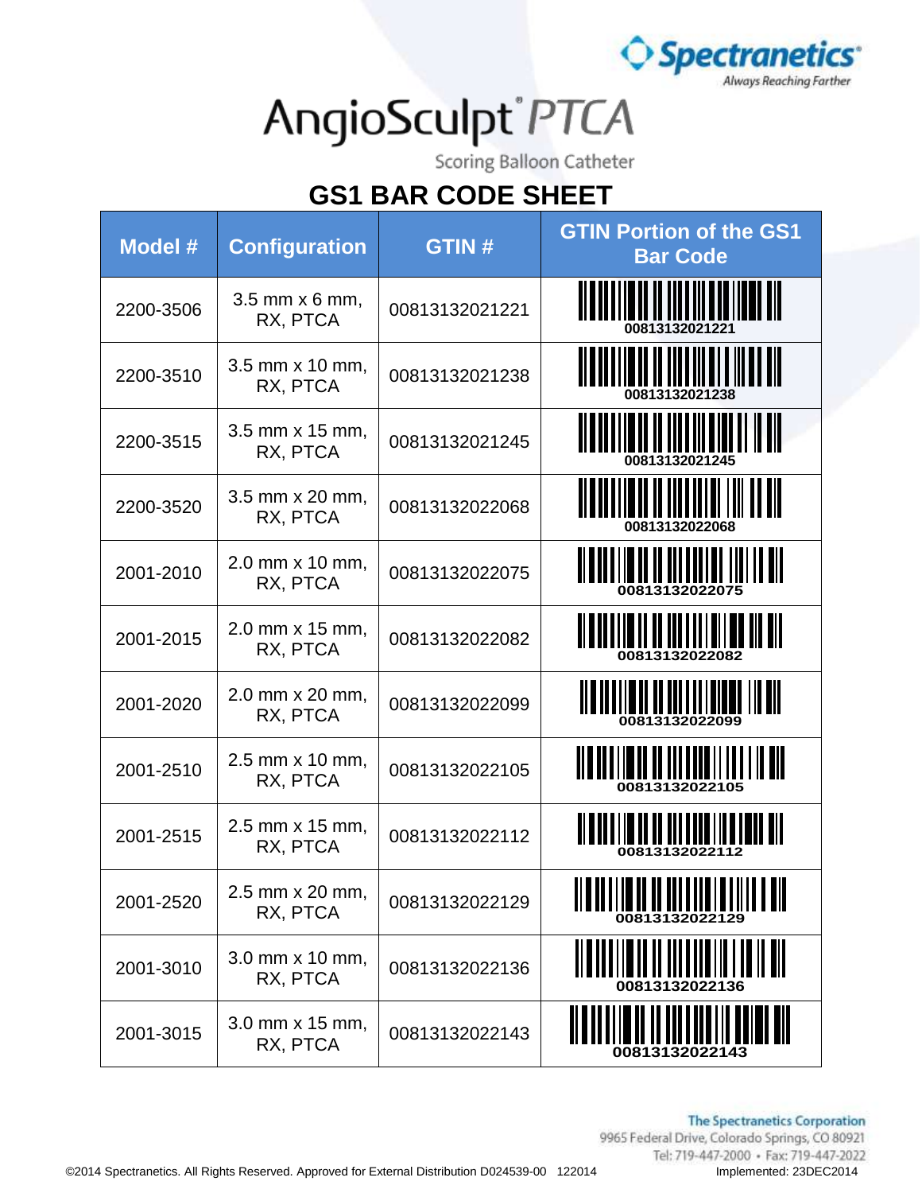Spectranetics
Always Reaching Farther

# AngioSculpt® PTCA

Scoring Balloon Catheter

## GS1 BAR CODE SHEET

| Model # | Configuration | GTIN # | GTIN Portion of the GS1 Bar Code |
|---|---|---|---|
| 2200-3506 | 3.5 mm x 6 mm, RX, PTCA | 00813132021221 | 00813132021221 |
| 2200-3510 | 3.5 mm x 10 mm, RX, PTCA | 00813132021238 | 00813132021238 |
| 2200-3515 | 3.5 mm x 15 mm, RX, PTCA | 00813132021245 | 00813132021245 |
| 2200-3520 | 3.5 mm x 20 mm, RX, PTCA | 00813132022068 | 00813132022068 |
| 2001-2010 | 2.0 mm x 10 mm, RX, PTCA | 00813132022075 | 00813132022075 |
| 2001-2015 | 2.0 mm x 15 mm, RX, PTCA | 00813132022082 | 00813132022082 |
| 2001-2020 | 2.0 mm x 20 mm, RX, PTCA | 00813132022099 | 00813132022099 |
| 2001-2510 | 2.5 mm x 10 mm, RX, PTCA | 00813132022105 | 00813132022105 |
| 2001-2515 | 2.5 mm x 15 mm, RX, PTCA | 00813132022112 | 00813132022112 |
| 2001-2520 | 2.5 mm x 20 mm, RX, PTCA | 00813132022129 | 00813132022129 |
| 2001-3010 | 3.0 mm x 10 mm, RX, PTCA | 00813132022136 | 00813132022136 |
| 2001-3015 | 3.0 mm x 15 mm, RX, PTCA | 00813132022143 | 00813132022143 |

The Spectranetics Corporation
9965 Federal Drive, Colorado Springs, CO 80921
Tel: 719-447-2000 • Fax: 719-447-2022

©2014 Spectranetics. All Rights Reserved. Approved for External Distribution D024539-00 122014

Implemented: 23DEC2014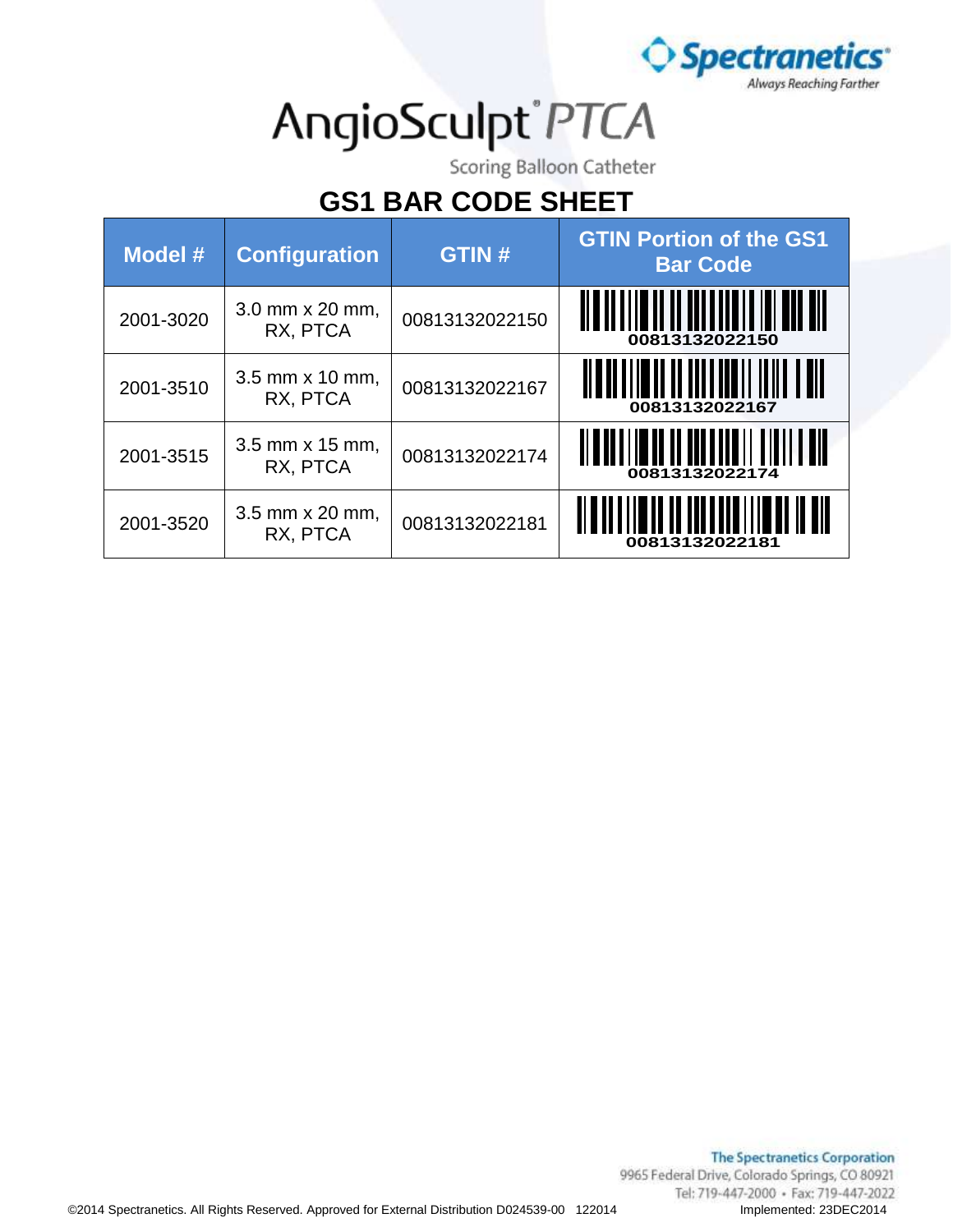Spectranetics
Always Reaching Farther

# AngioSculpt® PTCA

Scoring Balloon Catheter

## GS1 BAR CODE SHEET

| Model # | Configuration | GTIN # | GTIN Portion of the GS1 Bar Code |
|---|---|---|---|
| 2001-3020 | 3.0 mm x 20 mm, RX, PTCA | 00813132022150 | 00813132022150 |
| 2001-3510 | 3.5 mm x 10 mm, RX, PTCA | 00813132022167 | 00813132022167 |
| 2001-3515 | 3.5 mm x 15 mm, RX, PTCA | 00813132022174 | 00813132022174 |
| 2001-3520 | 3.5 mm x 20 mm, RX, PTCA | 00813132022181 | 00813132022181 |

The Spectranetics Corporation
9965 Federal Drive, Colorado Springs, CO 80921
Tel: 719-447-2000 • Fax: 719-447-2022

©2014 Spectranetics. All Rights Reserved. Approved for External Distribution D024539-00 122014

Implemented: 23DEC2014